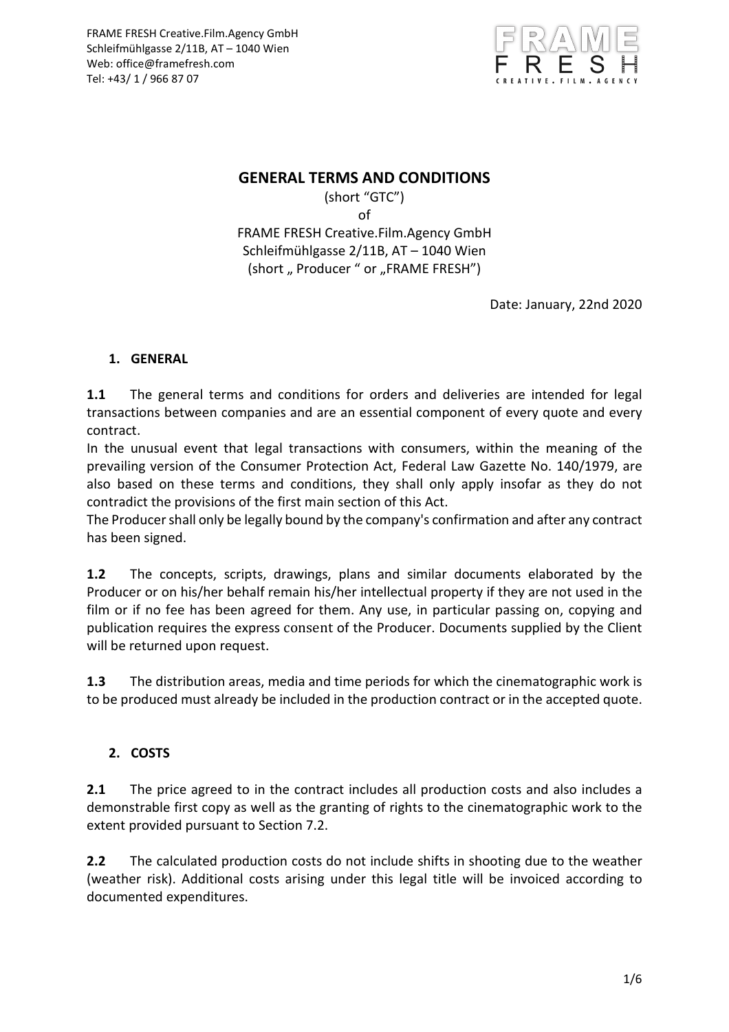FRAME FRESH Creative.Film.Agency GmbH
Schleifmühlgasse 2/11B, AT – 1040 Wien
Web: office@framefresh.com
Tel: +43/ 1 / 966 87 07

# GENERAL TERMS AND CONDITIONS

(short "GTC")
of
FRAME FRESH Creative.Film.Agency GmbH
Schleifmühlgasse 2/11B, AT – 1040 Wien
(short „ Producer " or „FRAME FRESH")

Date: January, 22nd 2020

## 1. GENERAL

**1.1** The general terms and conditions for orders and deliveries are intended for legal transactions between companies and are an essential component of every quote and every contract.

In the unusual event that legal transactions with consumers, within the meaning of the prevailing version of the Consumer Protection Act, Federal Law Gazette No. 140/1979, are also based on these terms and conditions, they shall only apply insofar as they do not contradict the provisions of the first main section of this Act.

The Producer shall only be legally bound by the company's confirmation and after any contract has been signed.

**1.2** The concepts, scripts, drawings, plans and similar documents elaborated by the Producer or on his/her behalf remain his/her intellectual property if they are not used in the film or if no fee has been agreed for them. Any use, in particular passing on, copying and publication requires the express consent of the Producer. Documents supplied by the Client will be returned upon request.

**1.3** The distribution areas, media and time periods for which the cinematographic work is to be produced must already be included in the production contract or in the accepted quote.

## 2. COSTS

**2.1** The price agreed to in the contract includes all production costs and also includes a demonstrable first copy as well as the granting of rights to the cinematographic work to the extent provided pursuant to Section 7.2.

**2.2** The calculated production costs do not include shifts in shooting due to the weather (weather risk). Additional costs arising under this legal title will be invoiced according to documented expenditures.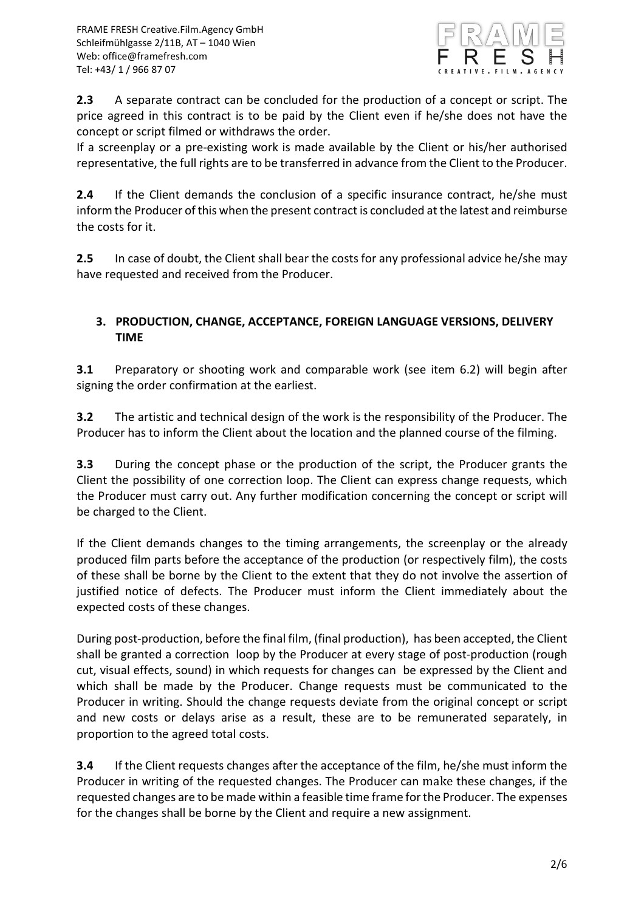**2.3** A separate contract can be concluded for the production of a concept or script. The price agreed in this contract is to be paid by the Client even if he/she does not have the concept or script filmed or withdraws the order.

If a screenplay or a pre-existing work is made available by the Client or his/her authorised representative, the full rights are to be transferred in advance from the Client to the Producer.

**2.4** If the Client demands the conclusion of a specific insurance contract, he/she must inform the Producer of this when the present contract is concluded at the latest and reimburse the costs for it.

**2.5** In case of doubt, the Client shall bear the costs for any professional advice he/she may have requested and received from the Producer.

## 3. PRODUCTION, CHANGE, ACCEPTANCE, FOREIGN LANGUAGE VERSIONS, DELIVERY TIME

**3.1** Preparatory or shooting work and comparable work (see item 6.2) will begin after signing the order confirmation at the earliest.

**3.2** The artistic and technical design of the work is the responsibility of the Producer. The Producer has to inform the Client about the location and the planned course of the filming.

**3.3** During the concept phase or the production of the script, the Producer grants the Client the possibility of one correction loop. The Client can express change requests, which the Producer must carry out. Any further modification concerning the concept or script will be charged to the Client.

If the Client demands changes to the timing arrangements, the screenplay or the already produced film parts before the acceptance of the production (or respectively film), the costs of these shall be borne by the Client to the extent that they do not involve the assertion of justified notice of defects. The Producer must inform the Client immediately about the expected costs of these changes.

During post-production, before the final film, (final production), has been accepted, the Client shall be granted a correction loop by the Producer at every stage of post-production (rough cut, visual effects, sound) in which requests for changes can be expressed by the Client and which shall be made by the Producer. Change requests must be communicated to the Producer in writing. Should the change requests deviate from the original concept or script and new costs or delays arise as a result, these are to be remunerated separately, in proportion to the agreed total costs.

**3.4** If the Client requests changes after the acceptance of the film, he/she must inform the Producer in writing of the requested changes. The Producer can make these changes, if the requested changes are to be made within a feasible time frame for the Producer. The expenses for the changes shall be borne by the Client and require a new assignment.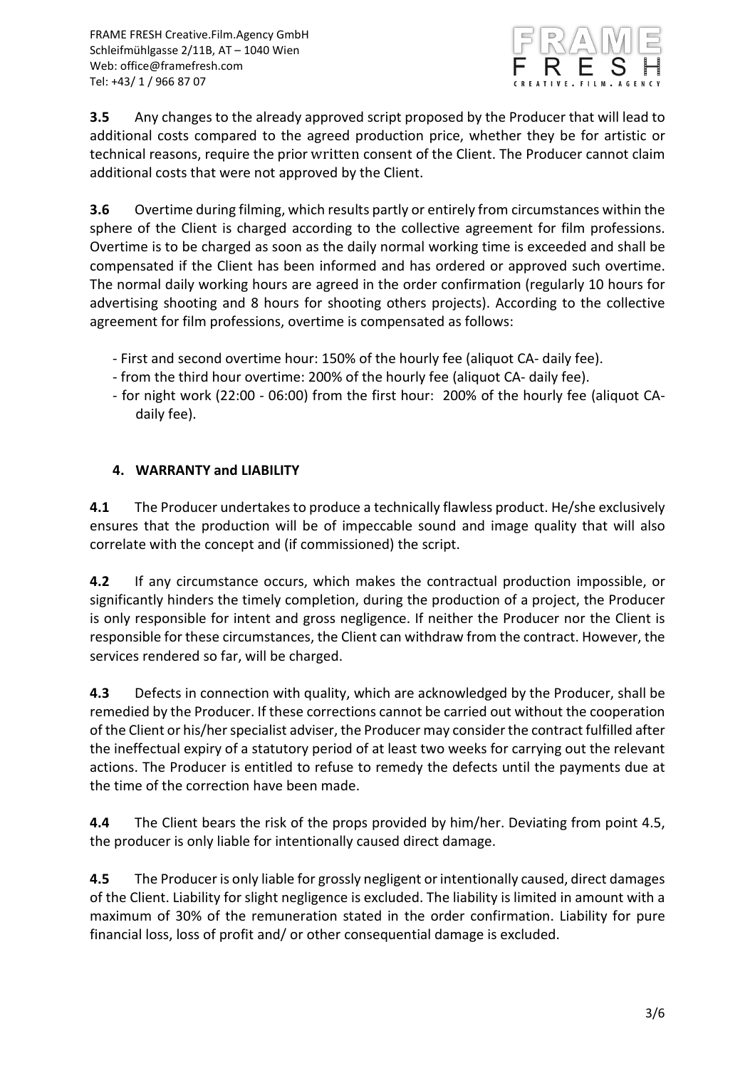**3.5** Any changes to the already approved script proposed by the Producer that will lead to additional costs compared to the agreed production price, whether they be for artistic or technical reasons, require the prior written consent of the Client. The Producer cannot claim additional costs that were not approved by the Client.

**3.6** Overtime during filming, which results partly or entirely from circumstances within the sphere of the Client is charged according to the collective agreement for film professions. Overtime is to be charged as soon as the daily normal working time is exceeded and shall be compensated if the Client has been informed and has ordered or approved such overtime. The normal daily working hours are agreed in the order confirmation (regularly 10 hours for advertising shooting and 8 hours for shooting others projects). According to the collective agreement for film professions, overtime is compensated as follows:

- First and second overtime hour: 150% of the hourly fee (aliquot CA- daily fee).
- from the third hour overtime: 200% of the hourly fee (aliquot CA- daily fee).
- for night work (22:00 - 06:00) from the first hour: 200% of the hourly fee (aliquot CA-daily fee).

## 4. WARRANTY and LIABILITY

**4.1** The Producer undertakes to produce a technically flawless product. He/she exclusively ensures that the production will be of impeccable sound and image quality that will also correlate with the concept and (if commissioned) the script.

**4.2** If any circumstance occurs, which makes the contractual production impossible, or significantly hinders the timely completion, during the production of a project, the Producer is only responsible for intent and gross negligence. If neither the Producer nor the Client is responsible for these circumstances, the Client can withdraw from the contract. However, the services rendered so far, will be charged.

**4.3** Defects in connection with quality, which are acknowledged by the Producer, shall be remedied by the Producer. If these corrections cannot be carried out without the cooperation of the Client or his/her specialist adviser, the Producer may consider the contract fulfilled after the ineffectual expiry of a statutory period of at least two weeks for carrying out the relevant actions. The Producer is entitled to refuse to remedy the defects until the payments due at the time of the correction have been made.

**4.4** The Client bears the risk of the props provided by him/her. Deviating from point 4.5, the producer is only liable for intentionally caused direct damage.

**4.5** The Producer is only liable for grossly negligent or intentionally caused, direct damages of the Client. Liability for slight negligence is excluded. The liability is limited in amount with a maximum of 30% of the remuneration stated in the order confirmation. Liability for pure financial loss, loss of profit and/ or other consequential damage is excluded.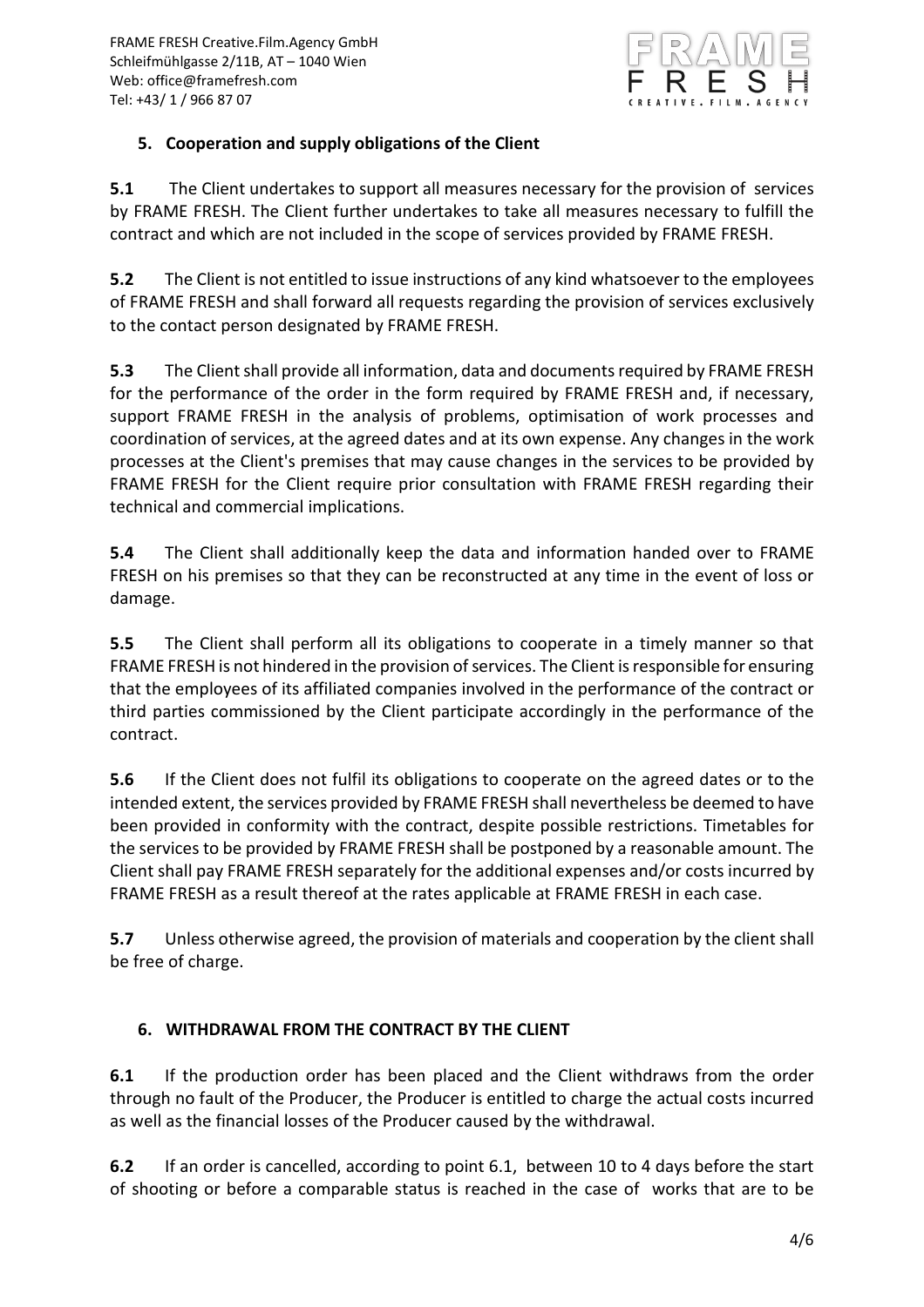## 5. Cooperation and supply obligations of the Client

**5.1** The Client undertakes to support all measures necessary for the provision of services by FRAME FRESH. The Client further undertakes to take all measures necessary to fulfill the contract and which are not included in the scope of services provided by FRAME FRESH.

**5.2** The Client is not entitled to issue instructions of any kind whatsoever to the employees of FRAME FRESH and shall forward all requests regarding the provision of services exclusively to the contact person designated by FRAME FRESH.

**5.3** The Client shall provide all information, data and documents required by FRAME FRESH for the performance of the order in the form required by FRAME FRESH and, if necessary, support FRAME FRESH in the analysis of problems, optimisation of work processes and coordination of services, at the agreed dates and at its own expense. Any changes in the work processes at the Client's premises that may cause changes in the services to be provided by FRAME FRESH for the Client require prior consultation with FRAME FRESH regarding their technical and commercial implications.

**5.4** The Client shall additionally keep the data and information handed over to FRAME FRESH on his premises so that they can be reconstructed at any time in the event of loss or damage.

**5.5** The Client shall perform all its obligations to cooperate in a timely manner so that FRAME FRESH is not hindered in the provision of services. The Client is responsible for ensuring that the employees of its affiliated companies involved in the performance of the contract or third parties commissioned by the Client participate accordingly in the performance of the contract.

**5.6** If the Client does not fulfil its obligations to cooperate on the agreed dates or to the intended extent, the services provided by FRAME FRESH shall nevertheless be deemed to have been provided in conformity with the contract, despite possible restrictions. Timetables for the services to be provided by FRAME FRESH shall be postponed by a reasonable amount. The Client shall pay FRAME FRESH separately for the additional expenses and/or costs incurred by FRAME FRESH as a result thereof at the rates applicable at FRAME FRESH in each case.

**5.7** Unless otherwise agreed, the provision of materials and cooperation by the client shall be free of charge.

## 6. WITHDRAWAL FROM THE CONTRACT BY THE CLIENT

**6.1** If the production order has been placed and the Client withdraws from the order through no fault of the Producer, the Producer is entitled to charge the actual costs incurred as well as the financial losses of the Producer caused by the withdrawal.

**6.2** If an order is cancelled, according to point 6.1, between 10 to 4 days before the start of shooting or before a comparable status is reached in the case of works that are to be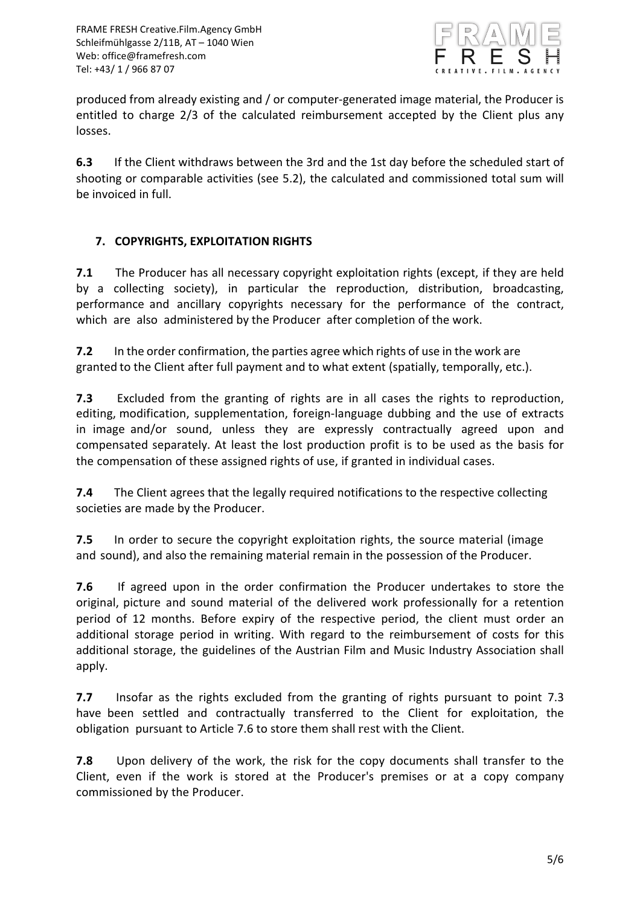produced from already existing and / or computer-generated image material, the Producer is entitled to charge 2/3 of the calculated reimbursement accepted by the Client plus any losses.

**6.3** If the Client withdraws between the 3rd and the 1st day before the scheduled start of shooting or comparable activities (see 5.2), the calculated and commissioned total sum will be invoiced in full.

## 7. COPYRIGHTS, EXPLOITATION RIGHTS

**7.1** The Producer has all necessary copyright exploitation rights (except, if they are held by a collecting society), in particular the reproduction, distribution, broadcasting, performance and ancillary copyrights necessary for the performance of the contract, which are also administered by the Producer after completion of the work.

**7.2** In the order confirmation, the parties agree which rights of use in the work are granted to the Client after full payment and to what extent (spatially, temporally, etc.).

**7.3** Excluded from the granting of rights are in all cases the rights to reproduction, editing, modification, supplementation, foreign-language dubbing and the use of extracts in image and/or sound, unless they are expressly contractually agreed upon and compensated separately. At least the lost production profit is to be used as the basis for the compensation of these assigned rights of use, if granted in individual cases.

**7.4** The Client agrees that the legally required notifications to the respective collecting societies are made by the Producer.

**7.5** In order to secure the copyright exploitation rights, the source material (image and sound), and also the remaining material remain in the possession of the Producer.

**7.6** If agreed upon in the order confirmation the Producer undertakes to store the original, picture and sound material of the delivered work professionally for a retention period of 12 months. Before expiry of the respective period, the client must order an additional storage period in writing. With regard to the reimbursement of costs for this additional storage, the guidelines of the Austrian Film and Music Industry Association shall apply.

**7.7** Insofar as the rights excluded from the granting of rights pursuant to point 7.3 have been settled and contractually transferred to the Client for exploitation, the obligation pursuant to Article 7.6 to store them shall rest with the Client.

**7.8** Upon delivery of the work, the risk for the copy documents shall transfer to the Client, even if the work is stored at the Producer's premises or at a copy company commissioned by the Producer.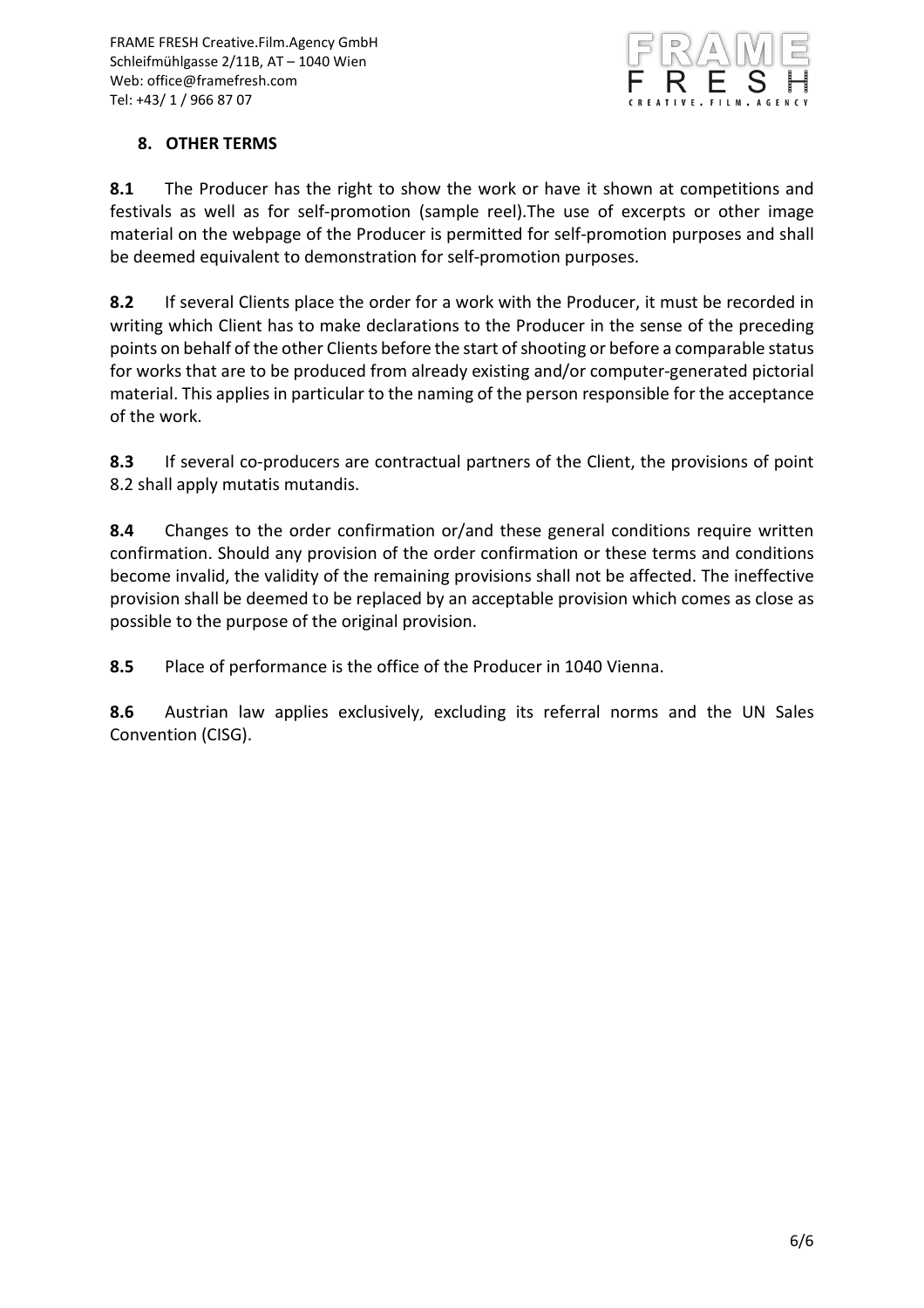## 8. OTHER TERMS

**8.1** The Producer has the right to show the work or have it shown at competitions and festivals as well as for self-promotion (sample reel).The use of excerpts or other image material on the webpage of the Producer is permitted for self-promotion purposes and shall be deemed equivalent to demonstration for self-promotion purposes.

**8.2** If several Clients place the order for a work with the Producer, it must be recorded in writing which Client has to make declarations to the Producer in the sense of the preceding points on behalf of the other Clients before the start of shooting or before a comparable status for works that are to be produced from already existing and/or computer-generated pictorial material. This applies in particular to the naming of the person responsible for the acceptance of the work.

**8.3** If several co-producers are contractual partners of the Client, the provisions of point 8.2 shall apply mutatis mutandis.

**8.4** Changes to the order confirmation or/and these general conditions require written confirmation. Should any provision of the order confirmation or these terms and conditions become invalid, the validity of the remaining provisions shall not be affected. The ineffective provision shall be deemed to be replaced by an acceptable provision which comes as close as possible to the purpose of the original provision.

**8.5** Place of performance is the office of the Producer in 1040 Vienna.

**8.6** Austrian law applies exclusively, excluding its referral norms and the UN Sales Convention (CISG).